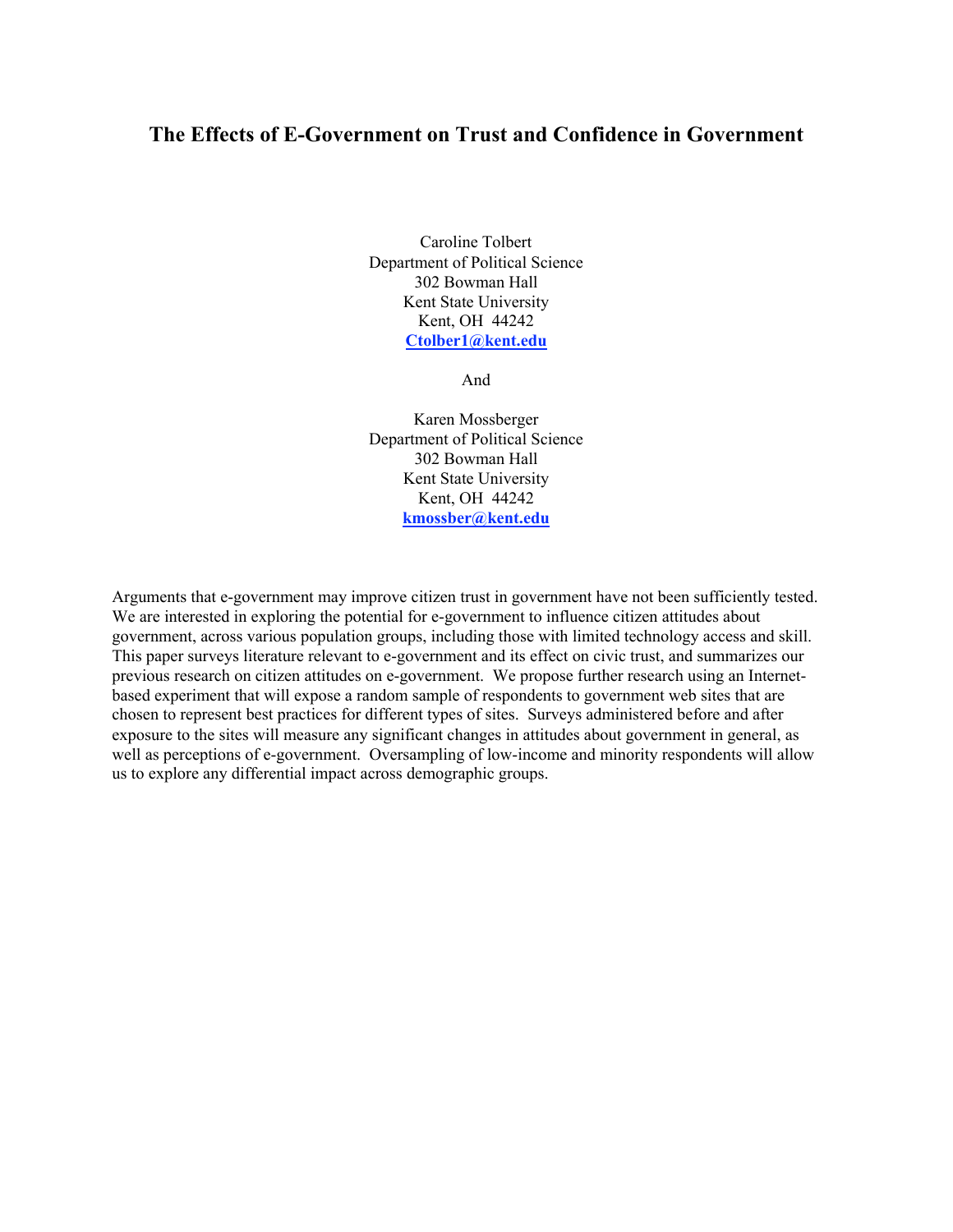# The Effects of E-Government on Trust and Confidence in Government

Caroline Tolbert
Department of Political Science
302 Bowman Hall
Kent State University
Kent, OH 44242
**Ctolber1@kent.edu**

And

Karen Mossberger
Department of Political Science
302 Bowman Hall
Kent State University
Kent, OH 44242
**kmossber@kent.edu**

Arguments that e-government may improve citizen trust in government have not been sufficiently tested. We are interested in exploring the potential for e-government to influence citizen attitudes about government, across various population groups, including those with limited technology access and skill. This paper surveys literature relevant to e-government and its effect on civic trust, and summarizes our previous research on citizen attitudes on e-government. We propose further research using an Internet-based experiment that will expose a random sample of respondents to government web sites that are chosen to represent best practices for different types of sites. Surveys administered before and after exposure to the sites will measure any significant changes in attitudes about government in general, as well as perceptions of e-government. Oversampling of low-income and minority respondents will allow us to explore any differential impact across demographic groups.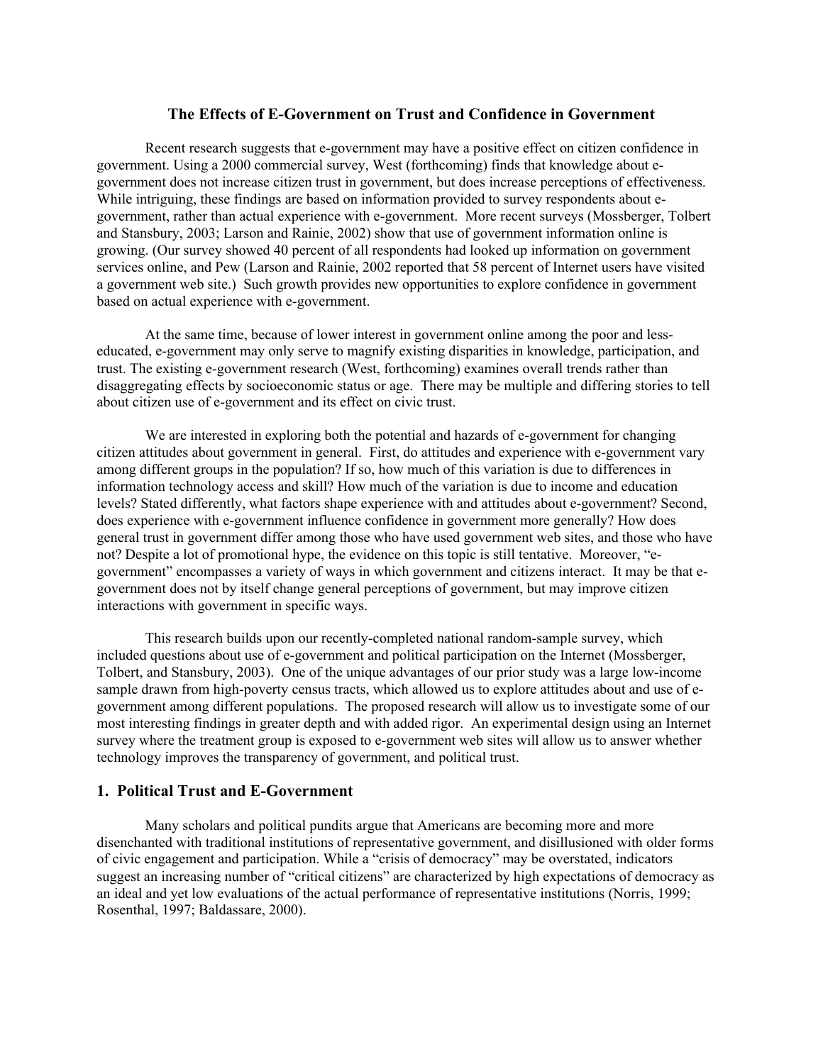## The Effects of E-Government on Trust and Confidence in Government

Recent research suggests that e-government may have a positive effect on citizen confidence in government. Using a 2000 commercial survey, West (forthcoming) finds that knowledge about e-government does not increase citizen trust in government, but does increase perceptions of effectiveness. While intriguing, these findings are based on information provided to survey respondents about e-government, rather than actual experience with e-government. More recent surveys (Mossberger, Tolbert and Stansbury, 2003; Larson and Rainie, 2002) show that use of government information online is growing. (Our survey showed 40 percent of all respondents had looked up information on government services online, and Pew (Larson and Rainie, 2002 reported that 58 percent of Internet users have visited a government web site.) Such growth provides new opportunities to explore confidence in government based on actual experience with e-government.

At the same time, because of lower interest in government online among the poor and less-educated, e-government may only serve to magnify existing disparities in knowledge, participation, and trust. The existing e-government research (West, forthcoming) examines overall trends rather than disaggregating effects by socioeconomic status or age. There may be multiple and differing stories to tell about citizen use of e-government and its effect on civic trust.

We are interested in exploring both the potential and hazards of e-government for changing citizen attitudes about government in general. First, do attitudes and experience with e-government vary among different groups in the population? If so, how much of this variation is due to differences in information technology access and skill? How much of the variation is due to income and education levels? Stated differently, what factors shape experience with and attitudes about e-government? Second, does experience with e-government influence confidence in government more generally? How does general trust in government differ among those who have used government web sites, and those who have not? Despite a lot of promotional hype, the evidence on this topic is still tentative. Moreover, "e-government" encompasses a variety of ways in which government and citizens interact. It may be that e-government does not by itself change general perceptions of government, but may improve citizen interactions with government in specific ways.

This research builds upon our recently-completed national random-sample survey, which included questions about use of e-government and political participation on the Internet (Mossberger, Tolbert, and Stansbury, 2003). One of the unique advantages of our prior study was a large low-income sample drawn from high-poverty census tracts, which allowed us to explore attitudes about and use of e-government among different populations. The proposed research will allow us to investigate some of our most interesting findings in greater depth and with added rigor. An experimental design using an Internet survey where the treatment group is exposed to e-government web sites will allow us to answer whether technology improves the transparency of government, and political trust.

### 1. Political Trust and E-Government

Many scholars and political pundits argue that Americans are becoming more and more disenchanted with traditional institutions of representative government, and disillusioned with older forms of civic engagement and participation. While a "crisis of democracy" may be overstated, indicators suggest an increasing number of "critical citizens" are characterized by high expectations of democracy as an ideal and yet low evaluations of the actual performance of representative institutions (Norris, 1999; Rosenthal, 1997; Baldassare, 2000).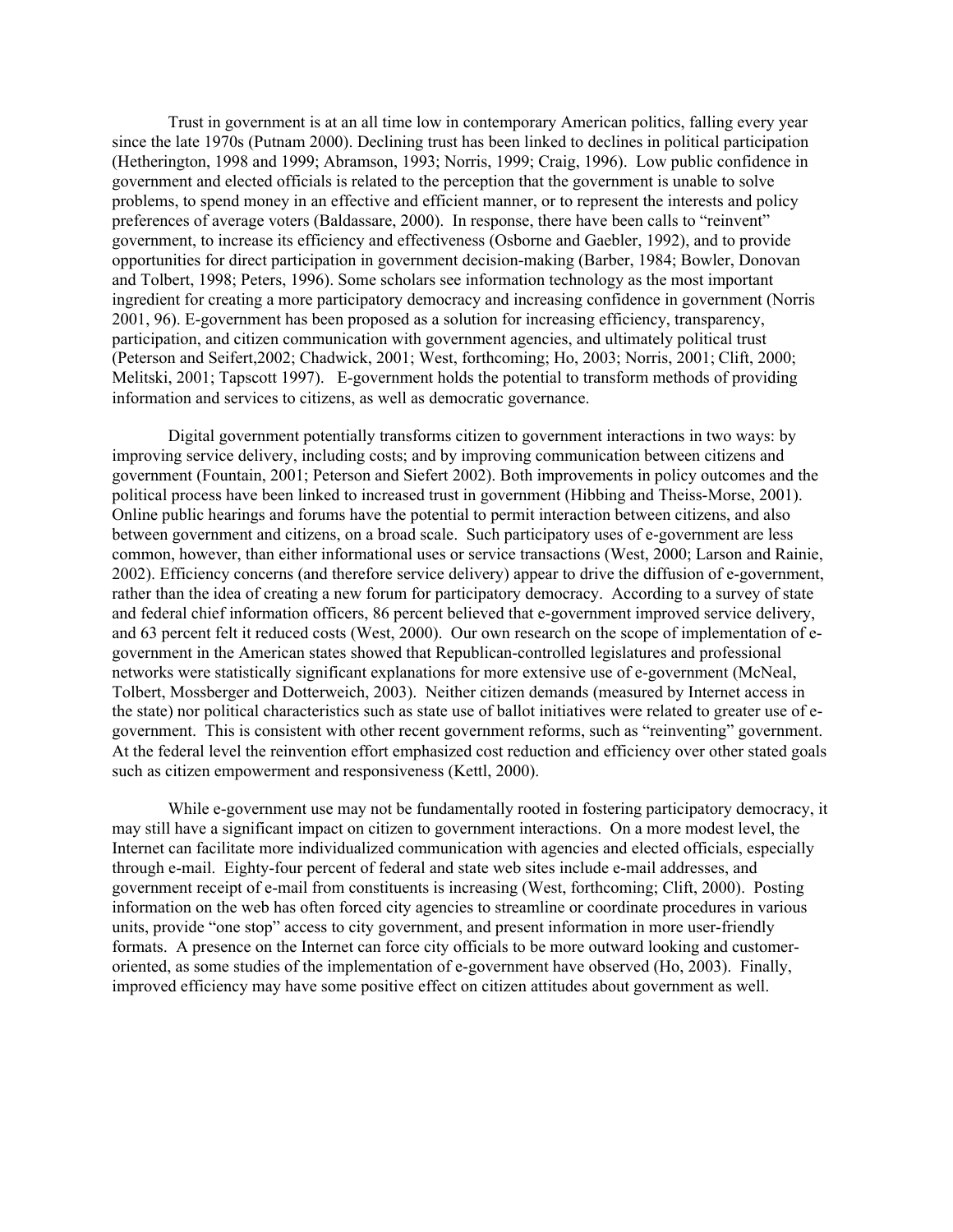Trust in government is at an all time low in contemporary American politics, falling every year since the late 1970s (Putnam 2000). Declining trust has been linked to declines in political participation (Hetherington, 1998 and 1999; Abramson, 1993; Norris, 1999; Craig, 1996). Low public confidence in government and elected officials is related to the perception that the government is unable to solve problems, to spend money in an effective and efficient manner, or to represent the interests and policy preferences of average voters (Baldassare, 2000). In response, there have been calls to "reinvent" government, to increase its efficiency and effectiveness (Osborne and Gaebler, 1992), and to provide opportunities for direct participation in government decision-making (Barber, 1984; Bowler, Donovan and Tolbert, 1998; Peters, 1996). Some scholars see information technology as the most important ingredient for creating a more participatory democracy and increasing confidence in government (Norris 2001, 96). E-government has been proposed as a solution for increasing efficiency, transparency, participation, and citizen communication with government agencies, and ultimately political trust (Peterson and Seifert,2002; Chadwick, 2001; West, forthcoming; Ho, 2003; Norris, 2001; Clift, 2000; Melitski, 2001; Tapscott 1997). E-government holds the potential to transform methods of providing information and services to citizens, as well as democratic governance.

Digital government potentially transforms citizen to government interactions in two ways: by improving service delivery, including costs; and by improving communication between citizens and government (Fountain, 2001; Peterson and Siefert 2002). Both improvements in policy outcomes and the political process have been linked to increased trust in government (Hibbing and Theiss-Morse, 2001). Online public hearings and forums have the potential to permit interaction between citizens, and also between government and citizens, on a broad scale. Such participatory uses of e-government are less common, however, than either informational uses or service transactions (West, 2000; Larson and Rainie, 2002). Efficiency concerns (and therefore service delivery) appear to drive the diffusion of e-government, rather than the idea of creating a new forum for participatory democracy. According to a survey of state and federal chief information officers, 86 percent believed that e-government improved service delivery, and 63 percent felt it reduced costs (West, 2000). Our own research on the scope of implementation of e-government in the American states showed that Republican-controlled legislatures and professional networks were statistically significant explanations for more extensive use of e-government (McNeal, Tolbert, Mossberger and Dotterweich, 2003). Neither citizen demands (measured by Internet access in the state) nor political characteristics such as state use of ballot initiatives were related to greater use of e-government. This is consistent with other recent government reforms, such as "reinventing" government. At the federal level the reinvention effort emphasized cost reduction and efficiency over other stated goals such as citizen empowerment and responsiveness (Kettl, 2000).

While e-government use may not be fundamentally rooted in fostering participatory democracy, it may still have a significant impact on citizen to government interactions. On a more modest level, the Internet can facilitate more individualized communication with agencies and elected officials, especially through e-mail. Eighty-four percent of federal and state web sites include e-mail addresses, and government receipt of e-mail from constituents is increasing (West, forthcoming; Clift, 2000). Posting information on the web has often forced city agencies to streamline or coordinate procedures in various units, provide "one stop" access to city government, and present information in more user-friendly formats. A presence on the Internet can force city officials to be more outward looking and customer-oriented, as some studies of the implementation of e-government have observed (Ho, 2003). Finally, improved efficiency may have some positive effect on citizen attitudes about government as well.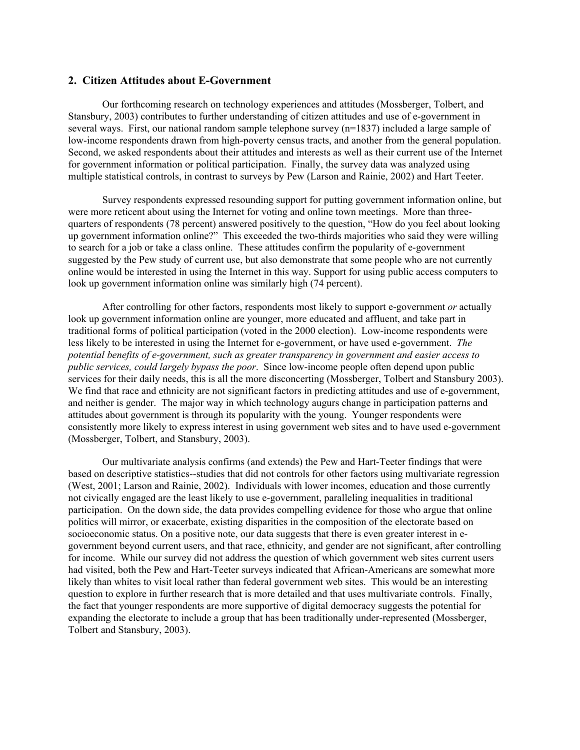## 2. Citizen Attitudes about E-Government

Our forthcoming research on technology experiences and attitudes (Mossberger, Tolbert, and Stansbury, 2003) contributes to further understanding of citizen attitudes and use of e-government in several ways. First, our national random sample telephone survey (n=1837) included a large sample of low-income respondents drawn from high-poverty census tracts, and another from the general population. Second, we asked respondents about their attitudes and interests as well as their current use of the Internet for government information or political participation. Finally, the survey data was analyzed using multiple statistical controls, in contrast to surveys by Pew (Larson and Rainie, 2002) and Hart Teeter.

Survey respondents expressed resounding support for putting government information online, but were more reticent about using the Internet for voting and online town meetings. More than three-quarters of respondents (78 percent) answered positively to the question, "How do you feel about looking up government information online?" This exceeded the two-thirds majorities who said they were willing to search for a job or take a class online. These attitudes confirm the popularity of e-government suggested by the Pew study of current use, but also demonstrate that some people who are not currently online would be interested in using the Internet in this way. Support for using public access computers to look up government information online was similarly high (74 percent).

After controlling for other factors, respondents most likely to support e-government *or* actually look up government information online are younger, more educated and affluent, and take part in traditional forms of political participation (voted in the 2000 election). Low-income respondents were less likely to be interested in using the Internet for e-government, or have used e-government. *The potential benefits of e-government, such as greater transparency in government and easier access to public services, could largely bypass the poor*. Since low-income people often depend upon public services for their daily needs, this is all the more disconcerting (Mossberger, Tolbert and Stansbury 2003). We find that race and ethnicity are not significant factors in predicting attitudes and use of e-government, and neither is gender. The major way in which technology augurs change in participation patterns and attitudes about government is through its popularity with the young. Younger respondents were consistently more likely to express interest in using government web sites and to have used e-government (Mossberger, Tolbert, and Stansbury, 2003).

Our multivariate analysis confirms (and extends) the Pew and Hart-Teeter findings that were based on descriptive statistics--studies that did not controls for other factors using multivariate regression (West, 2001; Larson and Rainie, 2002). Individuals with lower incomes, education and those currently not civically engaged are the least likely to use e-government, paralleling inequalities in traditional participation. On the down side, the data provides compelling evidence for those who argue that online politics will mirror, or exacerbate, existing disparities in the composition of the electorate based on socioeconomic status. On a positive note, our data suggests that there is even greater interest in e-government beyond current users, and that race, ethnicity, and gender are not significant, after controlling for income. While our survey did not address the question of which government web sites current users had visited, both the Pew and Hart-Teeter surveys indicated that African-Americans are somewhat more likely than whites to visit local rather than federal government web sites. This would be an interesting question to explore in further research that is more detailed and that uses multivariate controls. Finally, the fact that younger respondents are more supportive of digital democracy suggests the potential for expanding the electorate to include a group that has been traditionally under-represented (Mossberger, Tolbert and Stansbury, 2003).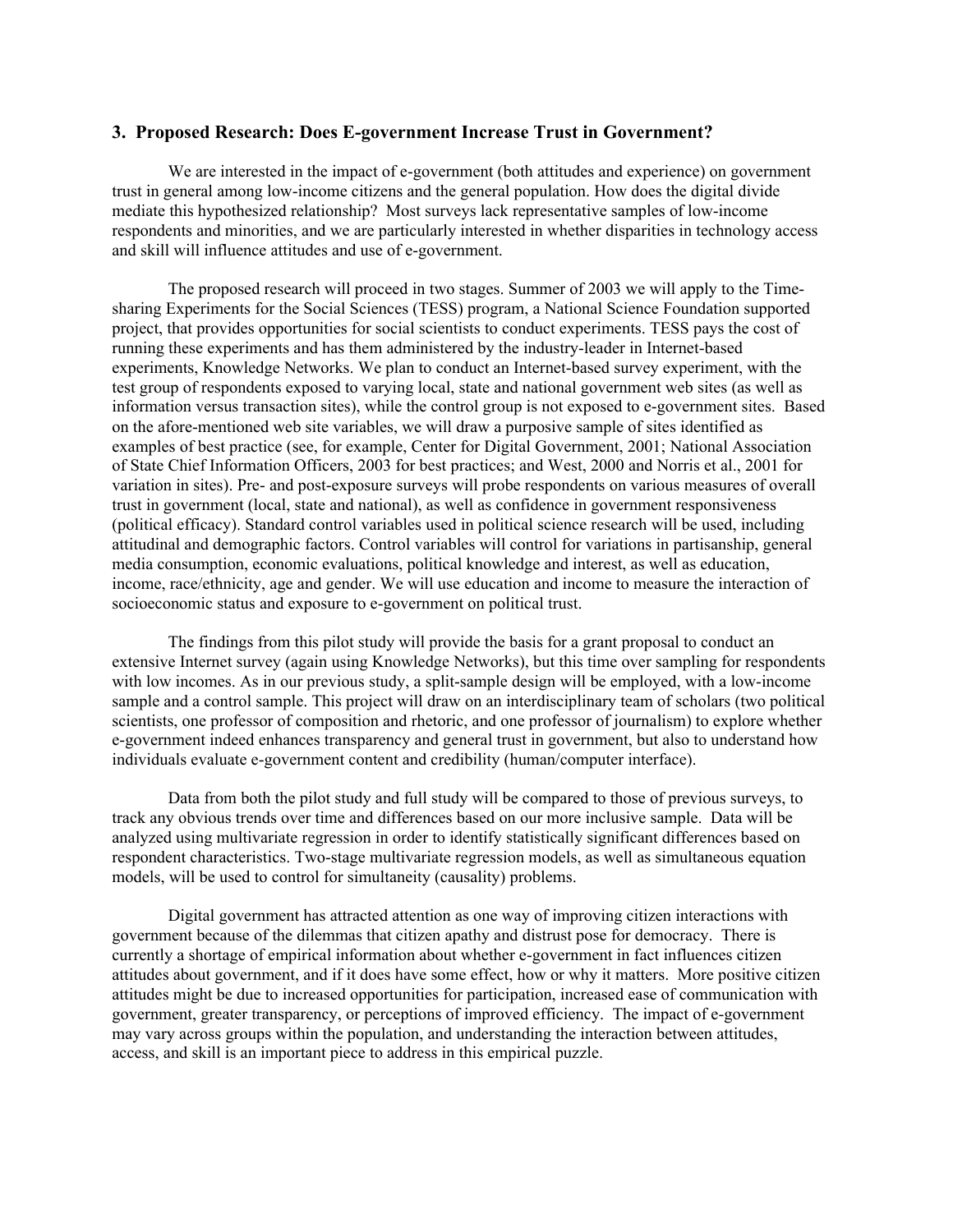## 3. Proposed Research: Does E-government Increase Trust in Government?

We are interested in the impact of e-government (both attitudes and experience) on government trust in general among low-income citizens and the general population. How does the digital divide mediate this hypothesized relationship? Most surveys lack representative samples of low-income respondents and minorities, and we are particularly interested in whether disparities in technology access and skill will influence attitudes and use of e-government.

The proposed research will proceed in two stages. Summer of 2003 we will apply to the Time-sharing Experiments for the Social Sciences (TESS) program, a National Science Foundation supported project, that provides opportunities for social scientists to conduct experiments. TESS pays the cost of running these experiments and has them administered by the industry-leader in Internet-based experiments, Knowledge Networks. We plan to conduct an Internet-based survey experiment, with the test group of respondents exposed to varying local, state and national government web sites (as well as information versus transaction sites), while the control group is not exposed to e-government sites. Based on the afore-mentioned web site variables, we will draw a purposive sample of sites identified as examples of best practice (see, for example, Center for Digital Government, 2001; National Association of State Chief Information Officers, 2003 for best practices; and West, 2000 and Norris et al., 2001 for variation in sites). Pre- and post-exposure surveys will probe respondents on various measures of overall trust in government (local, state and national), as well as confidence in government responsiveness (political efficacy). Standard control variables used in political science research will be used, including attitudinal and demographic factors. Control variables will control for variations in partisanship, general media consumption, economic evaluations, political knowledge and interest, as well as education, income, race/ethnicity, age and gender. We will use education and income to measure the interaction of socioeconomic status and exposure to e-government on political trust.

The findings from this pilot study will provide the basis for a grant proposal to conduct an extensive Internet survey (again using Knowledge Networks), but this time over sampling for respondents with low incomes. As in our previous study, a split-sample design will be employed, with a low-income sample and a control sample. This project will draw on an interdisciplinary team of scholars (two political scientists, one professor of composition and rhetoric, and one professor of journalism) to explore whether e-government indeed enhances transparency and general trust in government, but also to understand how individuals evaluate e-government content and credibility (human/computer interface).

Data from both the pilot study and full study will be compared to those of previous surveys, to track any obvious trends over time and differences based on our more inclusive sample. Data will be analyzed using multivariate regression in order to identify statistically significant differences based on respondent characteristics. Two-stage multivariate regression models, as well as simultaneous equation models, will be used to control for simultaneity (causality) problems.

Digital government has attracted attention as one way of improving citizen interactions with government because of the dilemmas that citizen apathy and distrust pose for democracy. There is currently a shortage of empirical information about whether e-government in fact influences citizen attitudes about government, and if it does have some effect, how or why it matters. More positive citizen attitudes might be due to increased opportunities for participation, increased ease of communication with government, greater transparency, or perceptions of improved efficiency. The impact of e-government may vary across groups within the population, and understanding the interaction between attitudes, access, and skill is an important piece to address in this empirical puzzle.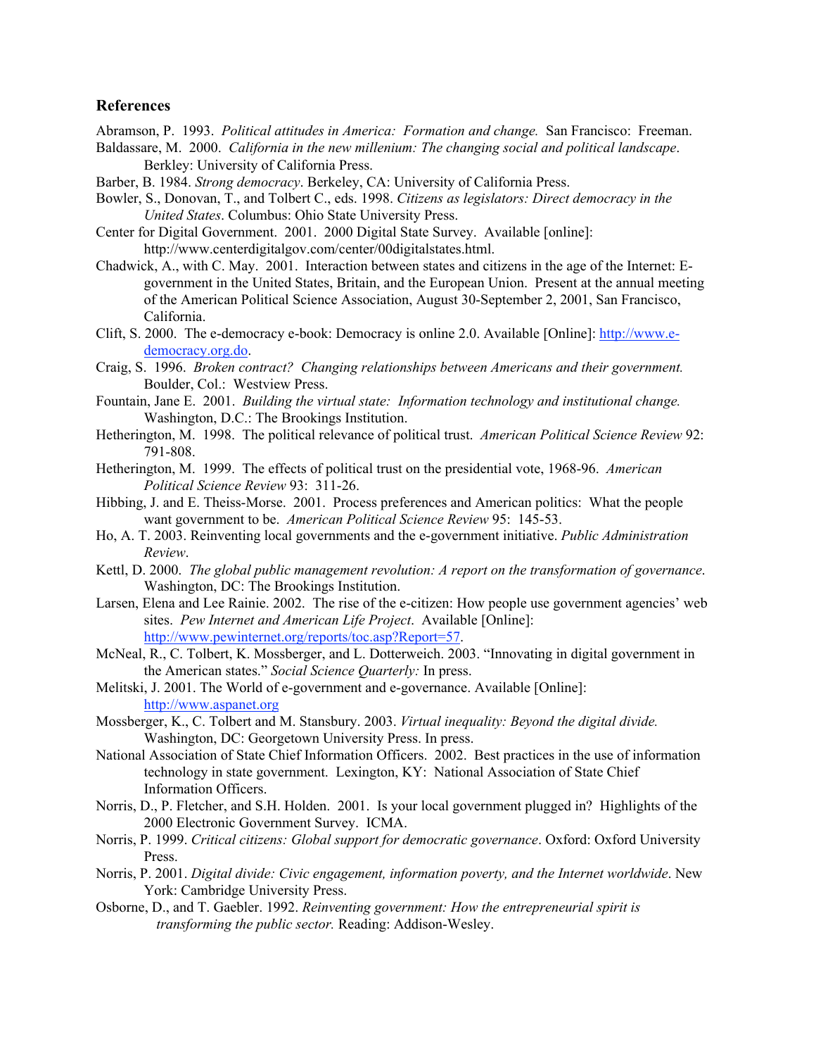## References

Abramson, P. 1993. *Political attitudes in America: Formation and change.* San Francisco: Freeman.

Baldassare, M. 2000. *California in the new millenium: The changing social and political landscape*. Berkley: University of California Press.

Barber, B. 1984. *Strong democracy*. Berkeley, CA: University of California Press.

Bowler, S., Donovan, T., and Tolbert C., eds. 1998. *Citizens as legislators: Direct democracy in the United States*. Columbus: Ohio State University Press.

Center for Digital Government. 2001. 2000 Digital State Survey. Available [online]: http://www.centerdigitalgov.com/center/00digitalstates.html.

Chadwick, A., with C. May. 2001. Interaction between states and citizens in the age of the Internet: E-government in the United States, Britain, and the European Union. Present at the annual meeting of the American Political Science Association, August 30-September 2, 2001, San Francisco, California.

Clift, S. 2000. The e-democracy e-book: Democracy is online 2.0. Available [Online]: http://www.e-democracy.org.do.

Craig, S. 1996. *Broken contract? Changing relationships between Americans and their government.* Boulder, Col.: Westview Press.

Fountain, Jane E. 2001. *Building the virtual state: Information technology and institutional change.* Washington, D.C.: The Brookings Institution.

Hetherington, M. 1998. The political relevance of political trust. *American Political Science Review* 92: 791-808.

Hetherington, M. 1999. The effects of political trust on the presidential vote, 1968-96. *American Political Science Review* 93: 311-26.

Hibbing, J. and E. Theiss-Morse. 2001. Process preferences and American politics: What the people want government to be. *American Political Science Review* 95: 145-53.

Ho, A. T. 2003. Reinventing local governments and the e-government initiative. *Public Administration Review*.

Kettl, D. 2000. *The global public management revolution: A report on the transformation of governance*. Washington, DC: The Brookings Institution.

Larsen, Elena and Lee Rainie. 2002. The rise of the e-citizen: How people use government agencies' web sites. *Pew Internet and American Life Project*. Available [Online]: http://www.pewinternet.org/reports/toc.asp?Report=57.

McNeal, R., C. Tolbert, K. Mossberger, and L. Dotterweich. 2003. "Innovating in digital government in the American states." *Social Science Quarterly:* In press.

Melitski, J. 2001. The World of e-government and e-governance. Available [Online]: http://www.aspanet.org

Mossberger, K., C. Tolbert and M. Stansbury. 2003. *Virtual inequality: Beyond the digital divide.* Washington, DC: Georgetown University Press. In press.

National Association of State Chief Information Officers. 2002. Best practices in the use of information technology in state government. Lexington, KY: National Association of State Chief Information Officers.

Norris, D., P. Fletcher, and S.H. Holden. 2001. Is your local government plugged in? Highlights of the 2000 Electronic Government Survey. ICMA.

Norris, P. 1999. *Critical citizens: Global support for democratic governance*. Oxford: Oxford University Press.

Norris, P. 2001. *Digital divide: Civic engagement, information poverty, and the Internet worldwide*. New York: Cambridge University Press.

Osborne, D., and T. Gaebler. 1992. *Reinventing government: How the entrepreneurial spirit is transforming the public sector.* Reading: Addison-Wesley.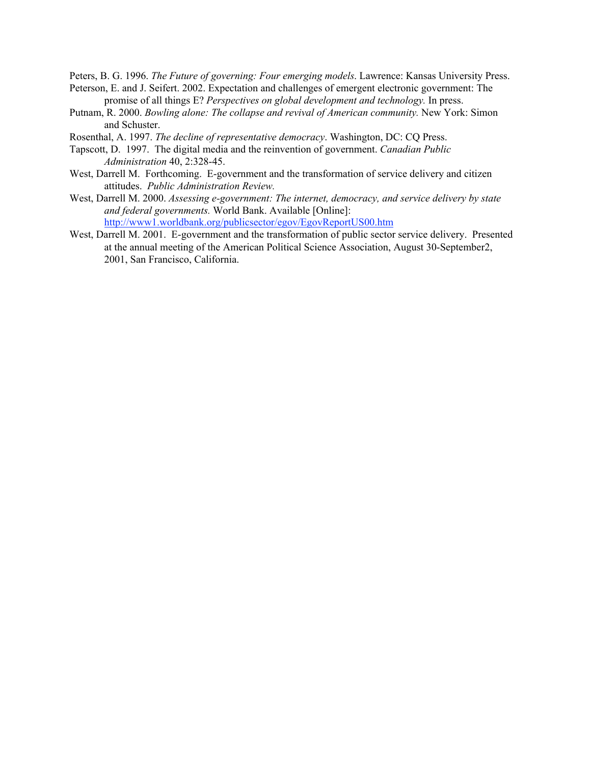Peters, B. G. 1996. *The Future of governing: Four emerging models*. Lawrence: Kansas University Press.

Peterson, E. and J. Seifert. 2002. Expectation and challenges of emergent electronic government: The promise of all things E? *Perspectives on global development and technology.* In press.

Putnam, R. 2000. *Bowling alone: The collapse and revival of American community.* New York: Simon and Schuster.

Rosenthal, A. 1997. *The decline of representative democracy*. Washington, DC: CQ Press.

Tapscott, D. 1997. The digital media and the reinvention of government. *Canadian Public Administration* 40, 2:328-45.

West, Darrell M. Forthcoming. E-government and the transformation of service delivery and citizen attitudes. *Public Administration Review.*

West, Darrell M. 2000. *Assessing e-government: The internet, democracy, and service delivery by state and federal governments.* World Bank. Available [Online]: http://www1.worldbank.org/publicsector/egov/EgovReportUS00.htm

West, Darrell M. 2001. E-government and the transformation of public sector service delivery. Presented at the annual meeting of the American Political Science Association, August 30-September2, 2001, San Francisco, California.